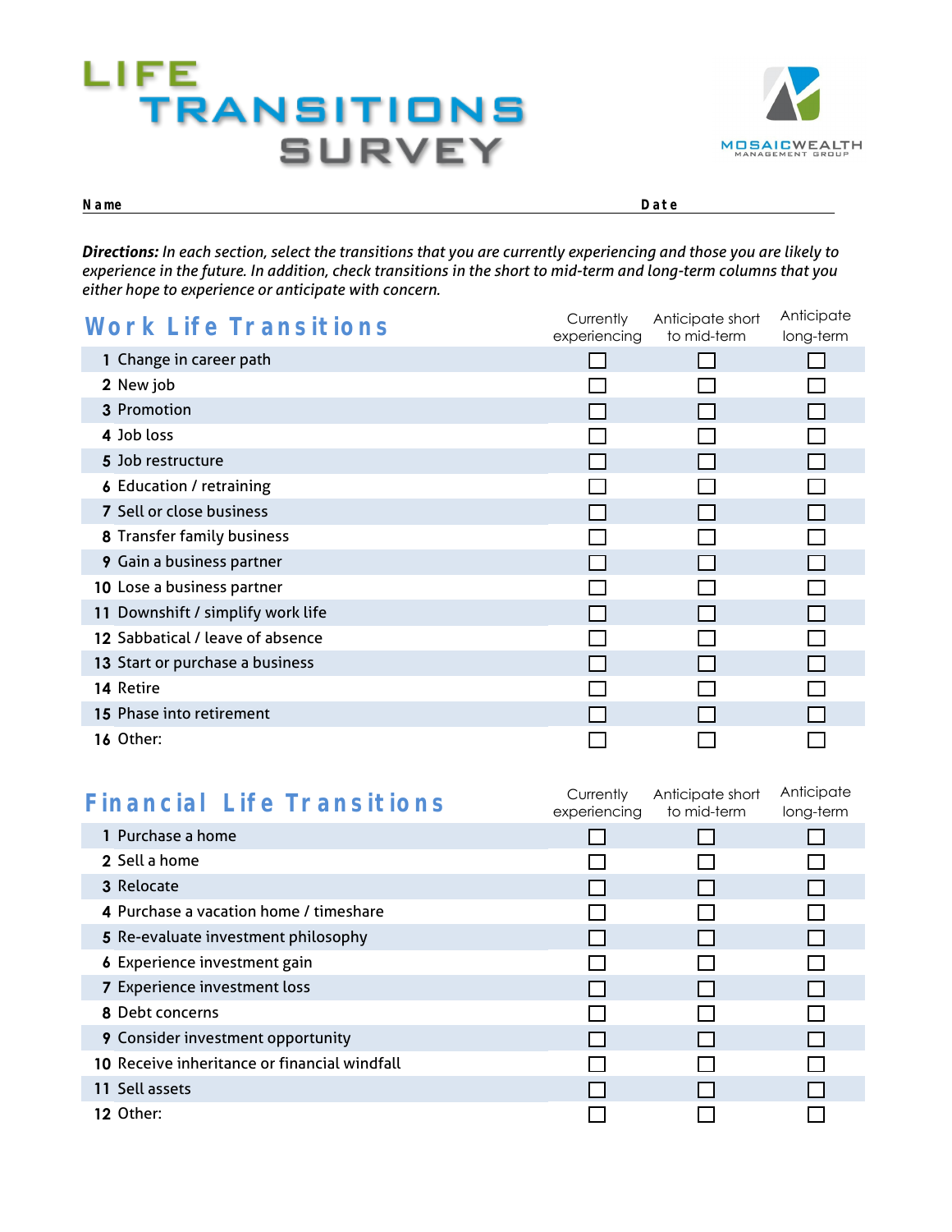# LIFE TRANSITIONS SURVEY

MOSAICWEALTH MANAGEMENT GROUP

**Name** ______________________________ **Date** ______________

***Directions:*** *In each section, select the transitions that you are currently experiencing and those you are likely to experience in the future. In addition, check transitions in the short to mid-term and long-term columns that you either hope to experience or anticipate with concern.*

## Work Life Transitions

| | Currently experiencing | Anticipate short to mid-term | Anticipate long-term |
|---|---|---|---|
| **1** Change in career path | ☐ | ☐ | ☐ |
| **2** New job | ☐ | ☐ | ☐ |
| **3** Promotion | ☐ | ☐ | ☐ |
| **4** Job loss | ☐ | ☐ | ☐ |
| **5** Job restructure | ☐ | ☐ | ☐ |
| **6** Education / retraining | ☐ | ☐ | ☐ |
| **7** Sell or close business | ☐ | ☐ | ☐ |
| **8** Transfer family business | ☐ | ☐ | ☐ |
| **9** Gain a business partner | ☐ | ☐ | ☐ |
| **10** Lose a business partner | ☐ | ☐ | ☐ |
| **11** Downshift / simplify work life | ☐ | ☐ | ☐ |
| **12** Sabbatical / leave of absence | ☐ | ☐ | ☐ |
| **13** Start or purchase a business | ☐ | ☐ | ☐ |
| **14** Retire | ☐ | ☐ | ☐ |
| **15** Phase into retirement | ☐ | ☐ | ☐ |
| **16** Other: | ☐ | ☐ | ☐ |

## Financial Life Transitions

| | Currently experiencing | Anticipate short to mid-term | Anticipate long-term |
|---|---|---|---|
| **1** Purchase a home | ☐ | ☐ | ☐ |
| **2** Sell a home | ☐ | ☐ | ☐ |
| **3** Relocate | ☐ | ☐ | ☐ |
| **4** Purchase a vacation home / timeshare | ☐ | ☐ | ☐ |
| **5** Re-evaluate investment philosophy | ☐ | ☐ | ☐ |
| **6** Experience investment gain | ☐ | ☐ | ☐ |
| **7** Experience investment loss | ☐ | ☐ | ☐ |
| **8** Debt concerns | ☐ | ☐ | ☐ |
| **9** Consider investment opportunity | ☐ | ☐ | ☐ |
| **10** Receive inheritance or financial windfall | ☐ | ☐ | ☐ |
| **11** Sell assets | ☐ | ☐ | ☐ |
| **12** Other: | ☐ | ☐ | ☐ |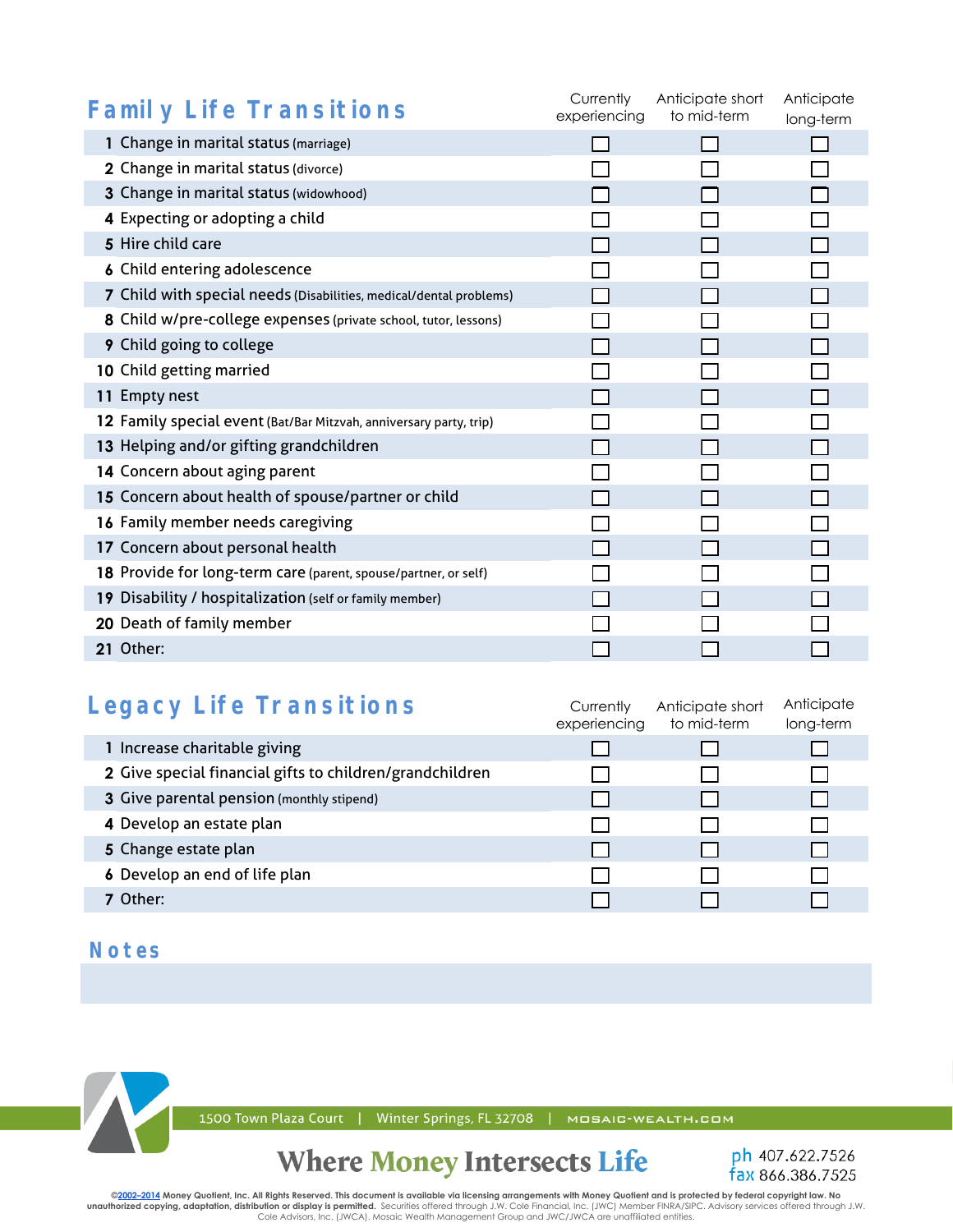## Family Life Transitions

| | Currently experiencing | Anticipate short to mid-term | Anticipate long-term |
|---|---|---|---|
| 1 Change in marital status (marriage) | ☐ | ☐ | ☐ |
| 2 Change in marital status (divorce) | ☐ | ☐ | ☐ |
| 3 Change in marital status (widowhood) | ☐ | ☐ | ☐ |
| 4 Expecting or adopting a child | ☐ | ☐ | ☐ |
| 5 Hire child care | ☐ | ☐ | ☐ |
| 6 Child entering adolescence | ☐ | ☐ | ☐ |
| 7 Child with special needs (Disabilities, medical/dental problems) | ☐ | ☐ | ☐ |
| 8 Child w/pre-college expenses (private school, tutor, lessons) | ☐ | ☐ | ☐ |
| 9 Child going to college | ☐ | ☐ | ☐ |
| 10 Child getting married | ☐ | ☐ | ☐ |
| 11 Empty nest | ☐ | ☐ | ☐ |
| 12 Family special event (Bat/Bar Mitzvah, anniversary party, trip) | ☐ | ☐ | ☐ |
| 13 Helping and/or gifting grandchildren | ☐ | ☐ | ☐ |
| 14 Concern about aging parent | ☐ | ☐ | ☐ |
| 15 Concern about health of spouse/partner or child | ☐ | ☐ | ☐ |
| 16 Family member needs caregiving | ☐ | ☐ | ☐ |
| 17 Concern about personal health | ☐ | ☐ | ☐ |
| 18 Provide for long-term care (parent, spouse/partner, or self) | ☐ | ☐ | ☐ |
| 19 Disability / hospitalization (self or family member) | ☐ | ☐ | ☐ |
| 20 Death of family member | ☐ | ☐ | ☐ |
| 21 Other: | ☐ | ☐ | ☐ |

## Legacy Life Transitions

| | Currently experiencing | Anticipate short to mid-term | Anticipate long-term |
|---|---|---|---|
| 1 Increase charitable giving | ☐ | ☐ | ☐ |
| 2 Give special financial gifts to children/grandchildren | ☐ | ☐ | ☐ |
| 3 Give parental pension (monthly stipend) | ☐ | ☐ | ☐ |
| 4 Develop an estate plan | ☐ | ☐ | ☐ |
| 5 Change estate plan | ☐ | ☐ | ☐ |
| 6 Develop an end of life plan | ☐ | ☐ | ☐ |
| 7 Other: | ☐ | ☐ | ☐ |

## Notes

1500 Town Plaza Court | Winter Springs, FL 32708 | MOSAIC-WEALTH.COM

Where Money Intersects Life

ph 407.622.7526
fax 866.386.7525

©2002–2014 Money Quotient, Inc. All Rights Reserved. This document is available via licensing arrangements with Money Quotient and is protected by federal copyright law. No unauthorized copying, adaptation, distribution or display is permitted. Securities offered through J.W. Cole Financial, Inc. (JWC) Member FINRA/SIPC. Advisory services offered through J.W. Cole Advisors, Inc. (JWCA). Mosaic Wealth Management Group and JWC/JWCA are unaffiliated entities.